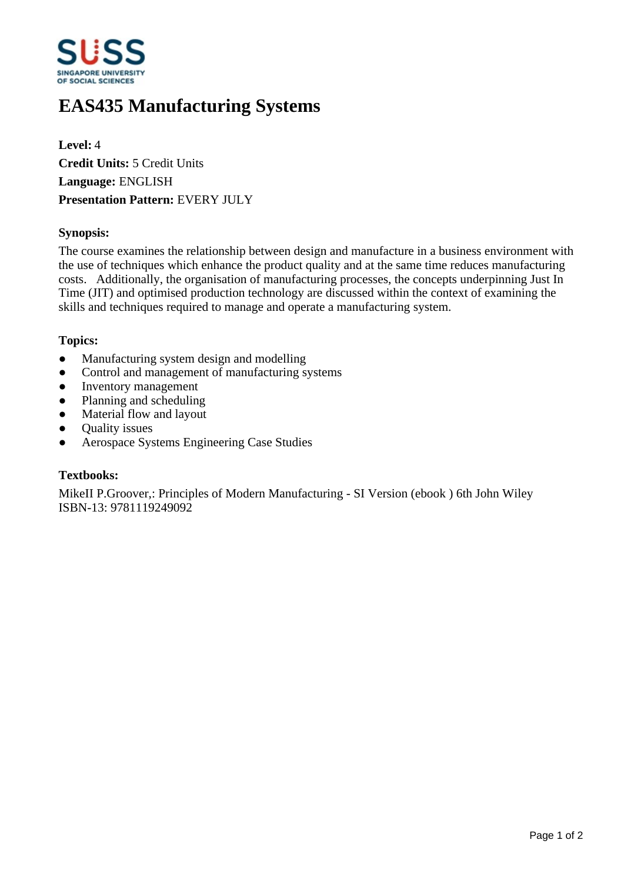# EAS435 Manufacturing Systems

**Level:** 4
**Credit Units:** 5 Credit Units
**Language:** ENGLISH
**Presentation Pattern:** EVERY JULY

### Synopsis:

The course examines the relationship between design and manufacture in a business environment with the use of techniques which enhance the product quality and at the same time reduces manufacturing costs. Additionally, the organisation of manufacturing processes, the concepts underpinning Just In Time (JIT) and optimised production technology are discussed within the context of examining the skills and techniques required to manage and operate a manufacturing system.

### Topics:

- Manufacturing system design and modelling
- Control and management of manufacturing systems
- Inventory management
- Planning and scheduling
- Material flow and layout
- Quality issues
- Aerospace Systems Engineering Case Studies

### Textbooks:

MikeII P.Groover,: Principles of Modern Manufacturing - SI Version (ebook ) 6th John Wiley
ISBN-13: 9781119249092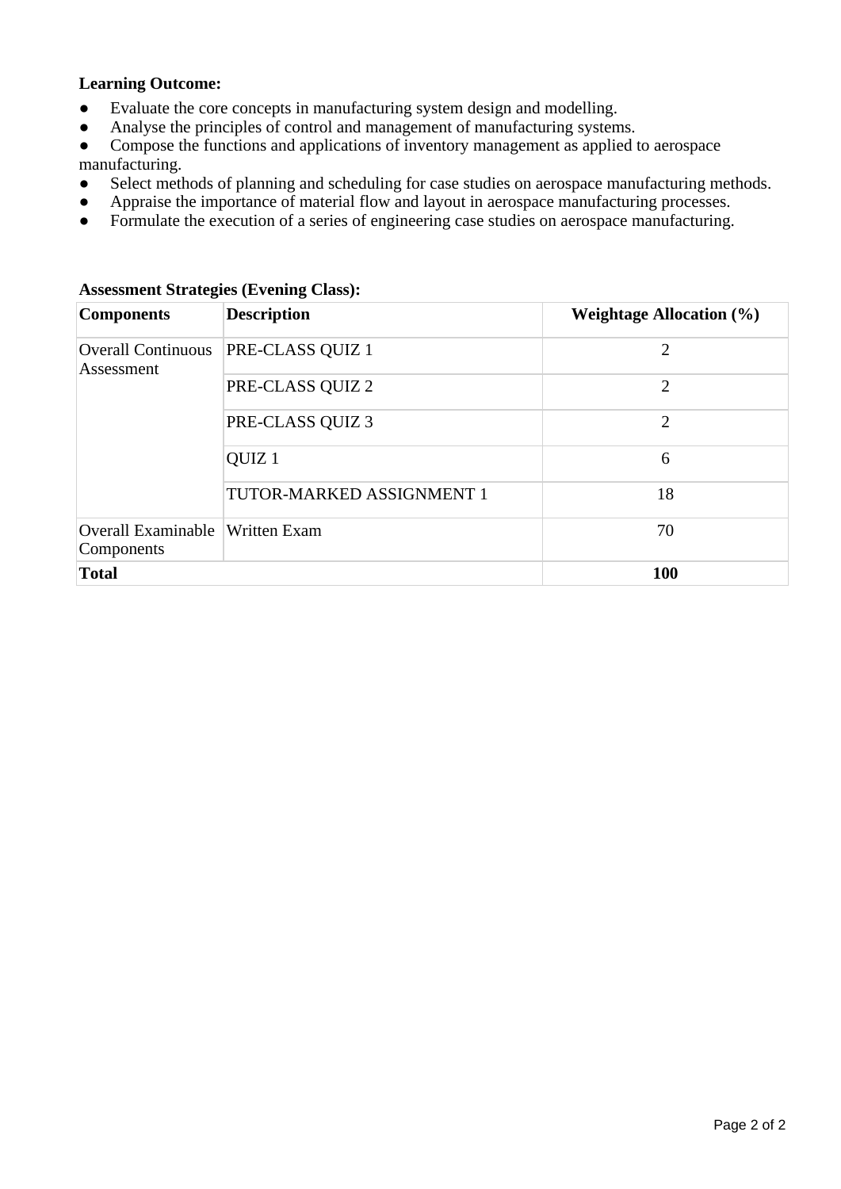**Learning Outcome:**

- Evaluate the core concepts in manufacturing system design and modelling.
- Analyse the principles of control and management of manufacturing systems.
- Compose the functions and applications of inventory management as applied to aerospace manufacturing.
- Select methods of planning and scheduling for case studies on aerospace manufacturing methods.
- Appraise the importance of material flow and layout in aerospace manufacturing processes.
- Formulate the execution of a series of engineering case studies on aerospace manufacturing.

**Assessment Strategies (Evening Class):**

| **Components** | **Description** | **Weightage Allocation (%)** |
|---|---|---|
| Overall Continuous Assessment | PRE-CLASS QUIZ 1 | 2 |
| | PRE-CLASS QUIZ 2 | 2 |
| | PRE-CLASS QUIZ 3 | 2 |
| | QUIZ 1 | 6 |
| | TUTOR-MARKED ASSIGNMENT 1 | 18 |
| Overall Examinable Components | Written Exam | 70 |
| **Total** | | **100** |